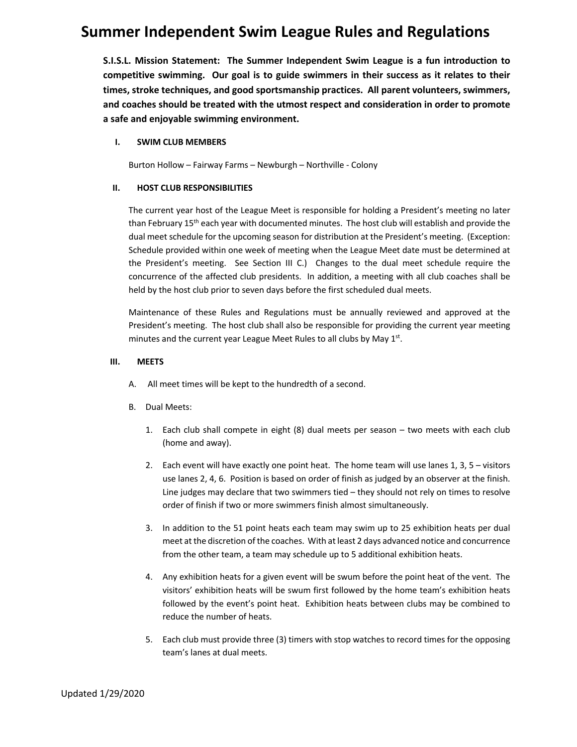# Summer Independent Swim League Rules and Regulations

**S.I.S.L. Mission Statement: The Summer Independent Swim League is a fun introduction to competitive swimming. Our goal is to guide swimmers in their success as it relates to their times, stroke techniques, and good sportsmanship practices. All parent volunteers, swimmers, and coaches should be treated with the utmost respect and consideration in order to promote a safe and enjoyable swimming environment.**

## I. SWIM CLUB MEMBERS

Burton Hollow – Fairway Farms – Newburgh – Northville - Colony

## II. HOST CLUB RESPONSIBILITIES

The current year host of the League Meet is responsible for holding a President's meeting no later than February 15th each year with documented minutes. The host club will establish and provide the dual meet schedule for the upcoming season for distribution at the President's meeting. (Exception: Schedule provided within one week of meeting when the League Meet date must be determined at the President's meeting. See Section III C.) Changes to the dual meet schedule require the concurrence of the affected club presidents. In addition, a meeting with all club coaches shall be held by the host club prior to seven days before the first scheduled dual meets.

Maintenance of these Rules and Regulations must be annually reviewed and approved at the President's meeting. The host club shall also be responsible for providing the current year meeting minutes and the current year League Meet Rules to all clubs by May 1st.

## III. MEETS

A. All meet times will be kept to the hundredth of a second.

B. Dual Meets:

1. Each club shall compete in eight (8) dual meets per season – two meets with each club (home and away).
2. Each event will have exactly one point heat. The home team will use lanes 1, 3, 5 – visitors use lanes 2, 4, 6. Position is based on order of finish as judged by an observer at the finish. Line judges may declare that two swimmers tied – they should not rely on times to resolve order of finish if two or more swimmers finish almost simultaneously.
3. In addition to the 51 point heats each team may swim up to 25 exhibition heats per dual meet at the discretion of the coaches. With at least 2 days advanced notice and concurrence from the other team, a team may schedule up to 5 additional exhibition heats.
4. Any exhibition heats for a given event will be swum before the point heat of the vent. The visitors' exhibition heats will be swum first followed by the home team's exhibition heats followed by the event's point heat. Exhibition heats between clubs may be combined to reduce the number of heats.
5. Each club must provide three (3) timers with stop watches to record times for the opposing team's lanes at dual meets.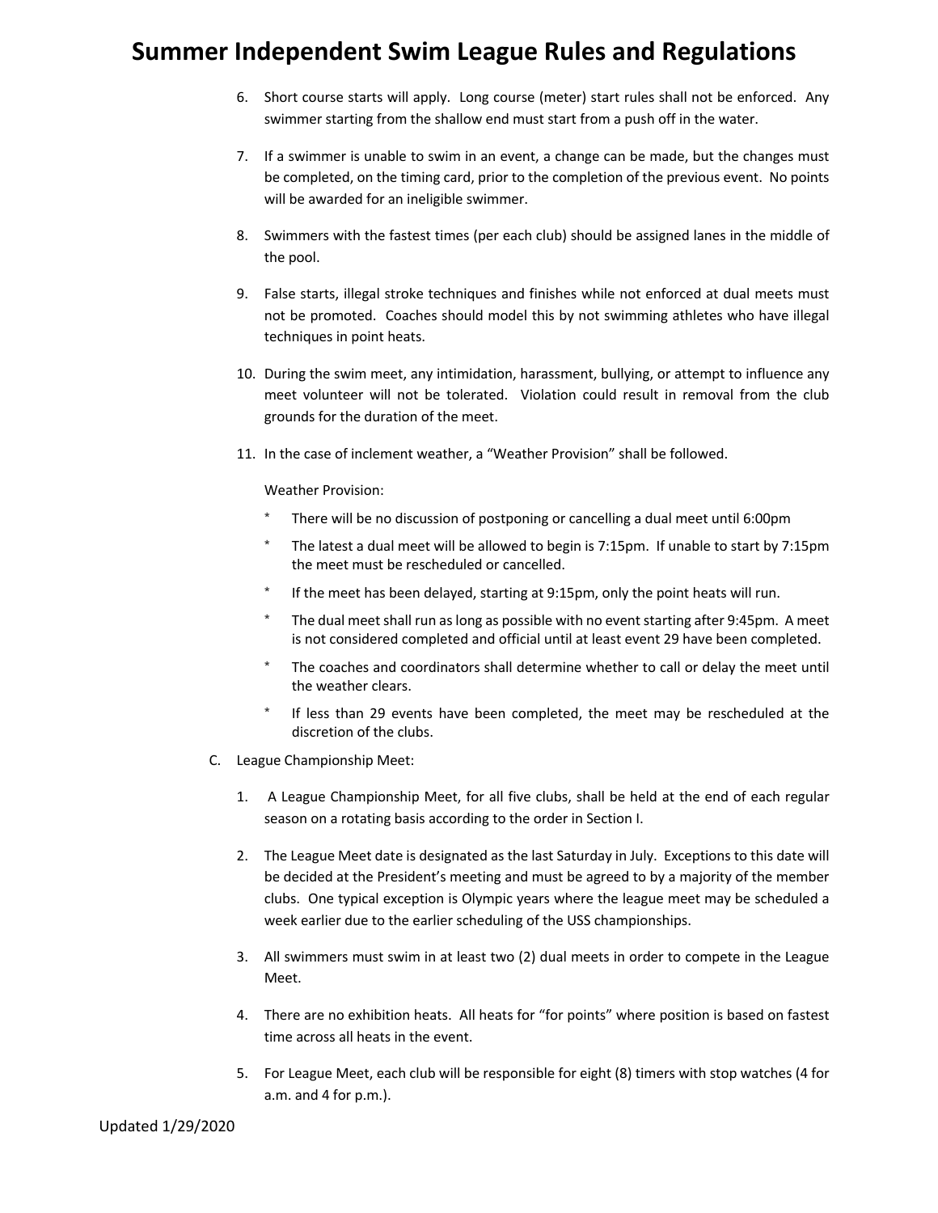6. Short course starts will apply. Long course (meter) start rules shall not be enforced. Any swimmer starting from the shallow end must start from a push off in the water.

7. If a swimmer is unable to swim in an event, a change can be made, but the changes must be completed, on the timing card, prior to the completion of the previous event. No points will be awarded for an ineligible swimmer.

8. Swimmers with the fastest times (per each club) should be assigned lanes in the middle of the pool.

9. False starts, illegal stroke techniques and finishes while not enforced at dual meets must not be promoted. Coaches should model this by not swimming athletes who have illegal techniques in point heats.

10. During the swim meet, any intimidation, harassment, bullying, or attempt to influence any meet volunteer will not be tolerated. Violation could result in removal from the club grounds for the duration of the meet.

11. In the case of inclement weather, a "Weather Provision" shall be followed.

    Weather Provision:

    * There will be no discussion of postponing or cancelling a dual meet until 6:00pm
    * The latest a dual meet will be allowed to begin is 7:15pm. If unable to start by 7:15pm the meet must be rescheduled or cancelled.
    * If the meet has been delayed, starting at 9:15pm, only the point heats will run.
    * The dual meet shall run as long as possible with no event starting after 9:45pm. A meet is not considered completed and official until at least event 29 have been completed.
    * The coaches and coordinators shall determine whether to call or delay the meet until the weather clears.
    * If less than 29 events have been completed, the meet may be rescheduled at the discretion of the clubs.

C. League Championship Meet:

1. A League Championship Meet, for all five clubs, shall be held at the end of each regular season on a rotating basis according to the order in Section I.

2. The League Meet date is designated as the last Saturday in July. Exceptions to this date will be decided at the President's meeting and must be agreed to by a majority of the member clubs. One typical exception is Olympic years where the league meet may be scheduled a week earlier due to the earlier scheduling of the USS championships.

3. All swimmers must swim in at least two (2) dual meets in order to compete in the League Meet.

4. There are no exhibition heats. All heats for "for points" where position is based on fastest time across all heats in the event.

5. For League Meet, each club will be responsible for eight (8) timers with stop watches (4 for a.m. and 4 for p.m.).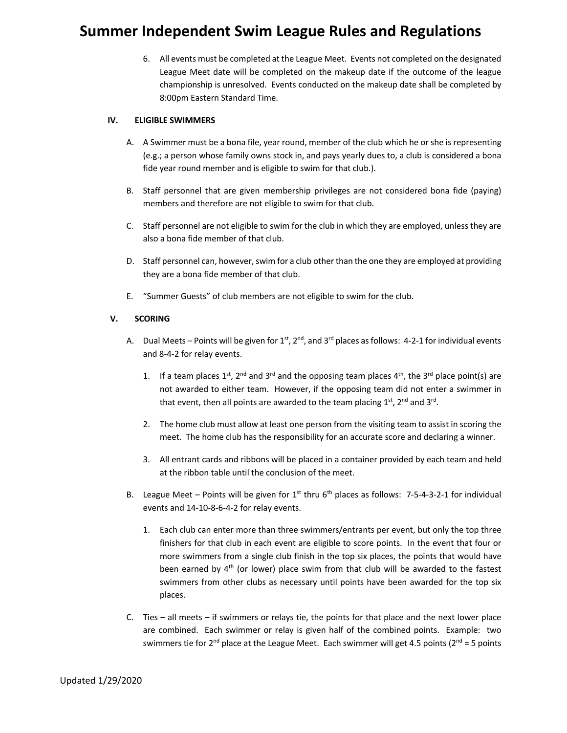6. All events must be completed at the League Meet. Events not completed on the designated League Meet date will be completed on the makeup date if the outcome of the league championship is unresolved. Events conducted on the makeup date shall be completed by 8:00pm Eastern Standard Time.

## IV. ELIGIBLE SWIMMERS

A. A Swimmer must be a bona file, year round, member of the club which he or she is representing (e.g.; a person whose family owns stock in, and pays yearly dues to, a club is considered a bona fide year round member and is eligible to swim for that club.).

B. Staff personnel that are given membership privileges are not considered bona fide (paying) members and therefore are not eligible to swim for that club.

C. Staff personnel are not eligible to swim for the club in which they are employed, unless they are also a bona fide member of that club.

D. Staff personnel can, however, swim for a club other than the one they are employed at providing they are a bona fide member of that club.

E. "Summer Guests" of club members are not eligible to swim for the club.

## V. SCORING

A. Dual Meets – Points will be given for 1st, 2nd, and 3rd places as follows: 4-2-1 for individual events and 8-4-2 for relay events.

   1. If a team places 1st, 2nd and 3rd and the opposing team places 4th, the 3rd place point(s) are not awarded to either team. However, if the opposing team did not enter a swimmer in that event, then all points are awarded to the team placing 1st, 2nd and 3rd.

   2. The home club must allow at least one person from the visiting team to assist in scoring the meet. The home club has the responsibility for an accurate score and declaring a winner.

   3. All entrant cards and ribbons will be placed in a container provided by each team and held at the ribbon table until the conclusion of the meet.

B. League Meet – Points will be given for 1st thru 6th places as follows: 7-5-4-3-2-1 for individual events and 14-10-8-6-4-2 for relay events.

   1. Each club can enter more than three swimmers/entrants per event, but only the top three finishers for that club in each event are eligible to score points. In the event that four or more swimmers from a single club finish in the top six places, the points that would have been earned by 4th (or lower) place swim from that club will be awarded to the fastest swimmers from other clubs as necessary until points have been awarded for the top six places.

C. Ties – all meets – if swimmers or relays tie, the points for that place and the next lower place are combined. Each swimmer or relay is given half of the combined points. Example: two swimmers tie for 2nd place at the League Meet. Each swimmer will get 4.5 points (2nd = 5 points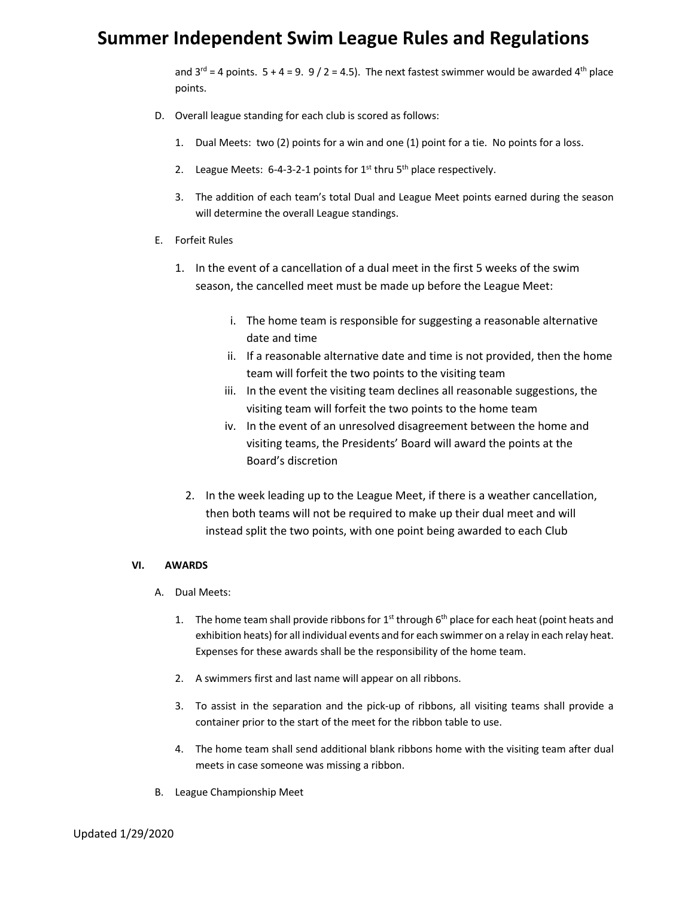and 3rd = 4 points. 5 + 4 = 9. 9 / 2 = 4.5). The next fastest swimmer would be awarded 4th place points.

D. Overall league standing for each club is scored as follows:

1. Dual Meets: two (2) points for a win and one (1) point for a tie. No points for a loss.

2. League Meets: 6-4-3-2-1 points for 1st thru 5th place respectively.

3. The addition of each team's total Dual and League Meet points earned during the season will determine the overall League standings.

E. Forfeit Rules

1. In the event of a cancellation of a dual meet in the first 5 weeks of the swim season, the cancelled meet must be made up before the League Meet:

   i. The home team is responsible for suggesting a reasonable alternative date and time
   ii. If a reasonable alternative date and time is not provided, then the home team will forfeit the two points to the visiting team
   iii. In the event the visiting team declines all reasonable suggestions, the visiting team will forfeit the two points to the home team
   iv. In the event of an unresolved disagreement between the home and visiting teams, the Presidents' Board will award the points at the Board's discretion

2. In the week leading up to the League Meet, if there is a weather cancellation, then both teams will not be required to make up their dual meet and will instead split the two points, with one point being awarded to each Club

## VI. AWARDS

A. Dual Meets:

1. The home team shall provide ribbons for 1st through 6th place for each heat (point heats and exhibition heats) for all individual events and for each swimmer on a relay in each relay heat. Expenses for these awards shall be the responsibility of the home team.

2. A swimmers first and last name will appear on all ribbons.

3. To assist in the separation and the pick-up of ribbons, all visiting teams shall provide a container prior to the start of the meet for the ribbon table to use.

4. The home team shall send additional blank ribbons home with the visiting team after dual meets in case someone was missing a ribbon.

B. League Championship Meet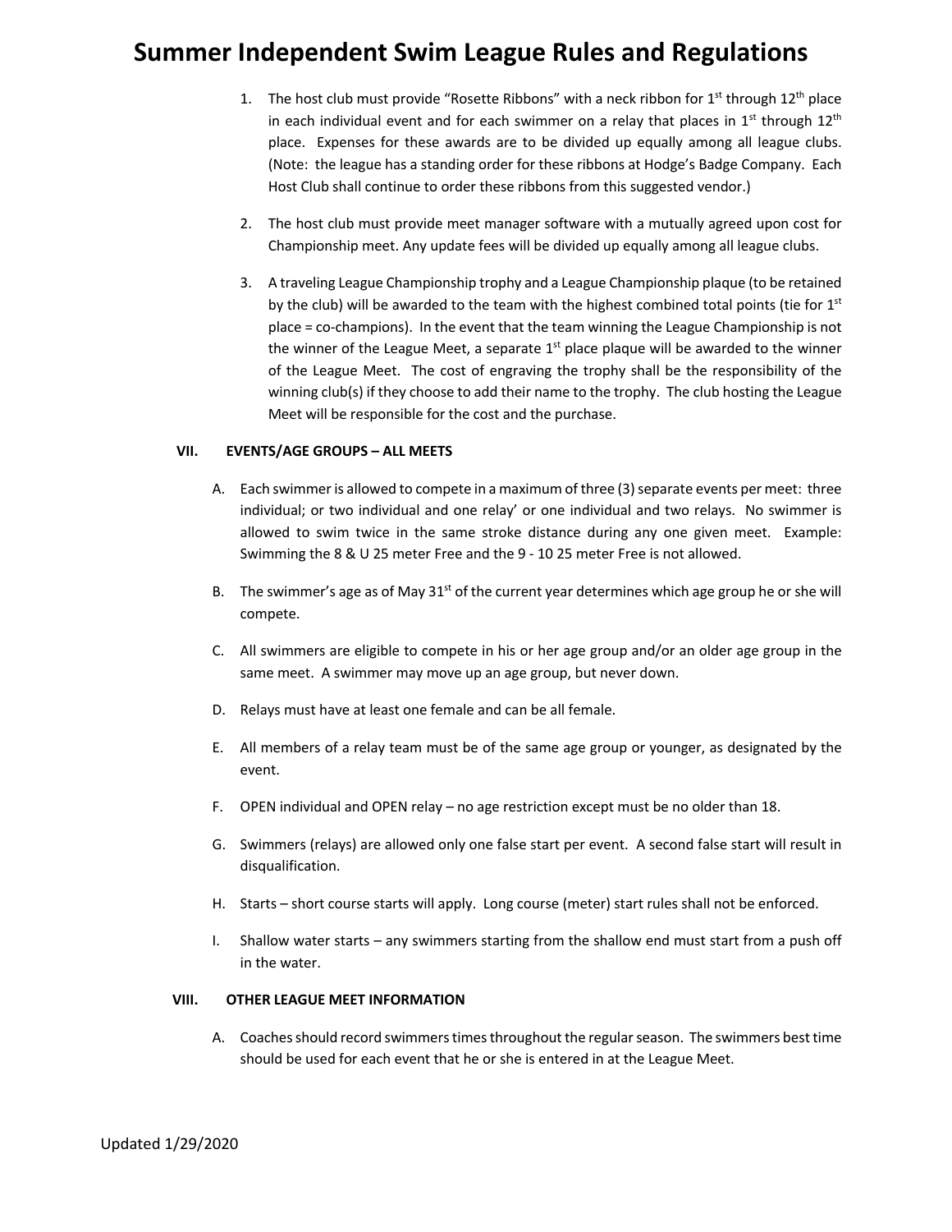1. The host club must provide "Rosette Ribbons" with a neck ribbon for 1st through 12th place in each individual event and for each swimmer on a relay that places in 1st through 12th place. Expenses for these awards are to be divided up equally among all league clubs. (Note: the league has a standing order for these ribbons at Hodge's Badge Company. Each Host Club shall continue to order these ribbons from this suggested vendor.)

2. The host club must provide meet manager software with a mutually agreed upon cost for Championship meet. Any update fees will be divided up equally among all league clubs.

3. A traveling League Championship trophy and a League Championship plaque (to be retained by the club) will be awarded to the team with the highest combined total points (tie for 1st place = co-champions). In the event that the team winning the League Championship is not the winner of the League Meet, a separate 1st place plaque will be awarded to the winner of the League Meet. The cost of engraving the trophy shall be the responsibility of the winning club(s) if they choose to add their name to the trophy. The club hosting the League Meet will be responsible for the cost and the purchase.

## VII. EVENTS/AGE GROUPS – ALL MEETS

A. Each swimmer is allowed to compete in a maximum of three (3) separate events per meet: three individual; or two individual and one relay' or one individual and two relays. No swimmer is allowed to swim twice in the same stroke distance during any one given meet. Example: Swimming the 8 & U 25 meter Free and the 9 - 10 25 meter Free is not allowed.

B. The swimmer's age as of May 31st of the current year determines which age group he or she will compete.

C. All swimmers are eligible to compete in his or her age group and/or an older age group in the same meet. A swimmer may move up an age group, but never down.

D. Relays must have at least one female and can be all female.

E. All members of a relay team must be of the same age group or younger, as designated by the event.

F. OPEN individual and OPEN relay – no age restriction except must be no older than 18.

G. Swimmers (relays) are allowed only one false start per event. A second false start will result in disqualification.

H. Starts – short course starts will apply. Long course (meter) start rules shall not be enforced.

I. Shallow water starts – any swimmers starting from the shallow end must start from a push off in the water.

## VIII. OTHER LEAGUE MEET INFORMATION

A. Coaches should record swimmers times throughout the regular season. The swimmers best time should be used for each event that he or she is entered in at the League Meet.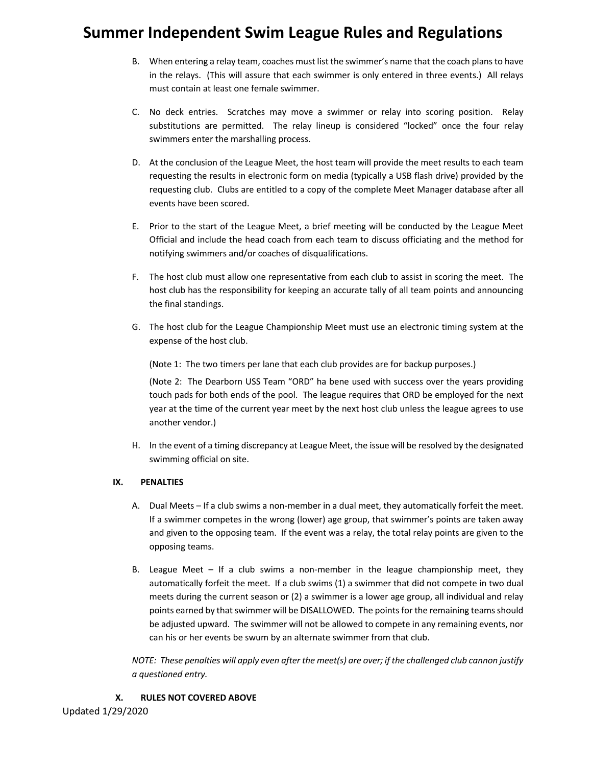B. When entering a relay team, coaches must list the swimmer's name that the coach plans to have in the relays. (This will assure that each swimmer is only entered in three events.) All relays must contain at least one female swimmer.

C. No deck entries. Scratches may move a swimmer or relay into scoring position. Relay substitutions are permitted. The relay lineup is considered "locked" once the four relay swimmers enter the marshalling process.

D. At the conclusion of the League Meet, the host team will provide the meet results to each team requesting the results in electronic form on media (typically a USB flash drive) provided by the requesting club. Clubs are entitled to a copy of the complete Meet Manager database after all events have been scored.

E. Prior to the start of the League Meet, a brief meeting will be conducted by the League Meet Official and include the head coach from each team to discuss officiating and the method for notifying swimmers and/or coaches of disqualifications.

F. The host club must allow one representative from each club to assist in scoring the meet. The host club has the responsibility for keeping an accurate tally of all team points and announcing the final standings.

G. The host club for the League Championship Meet must use an electronic timing system at the expense of the host club.

   (Note 1: The two timers per lane that each club provides are for backup purposes.)

   (Note 2: The Dearborn USS Team "ORD" ha bene used with success over the years providing touch pads for both ends of the pool. The league requires that ORD be employed for the next year at the time of the current year meet by the next host club unless the league agrees to use another vendor.)

H. In the event of a timing discrepancy at League Meet, the issue will be resolved by the designated swimming official on site.

## IX. PENALTIES

A. Dual Meets – If a club swims a non-member in a dual meet, they automatically forfeit the meet. If a swimmer competes in the wrong (lower) age group, that swimmer's points are taken away and given to the opposing team. If the event was a relay, the total relay points are given to the opposing teams.

B. League Meet – If a club swims a non-member in the league championship meet, they automatically forfeit the meet. If a club swims (1) a swimmer that did not compete in two dual meets during the current season or (2) a swimmer is a lower age group, all individual and relay points earned by that swimmer will be DISALLOWED. The points for the remaining teams should be adjusted upward. The swimmer will not be allowed to compete in any remaining events, nor can his or her events be swum by an alternate swimmer from that club.

*NOTE: These penalties will apply even after the meet(s) are over; if the challenged club cannon justify a questioned entry.*

## X. RULES NOT COVERED ABOVE

Updated 1/29/2020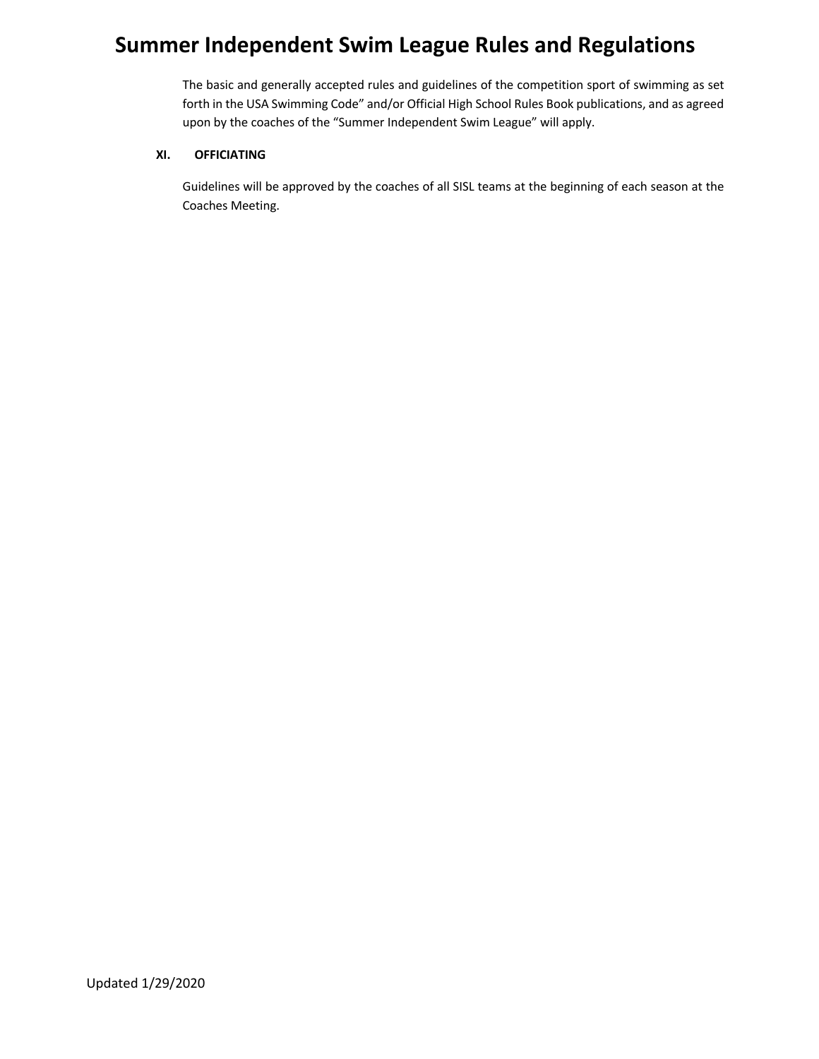The basic and generally accepted rules and guidelines of the competition sport of swimming as set forth in the USA Swimming Code" and/or Official High School Rules Book publications, and as agreed upon by the coaches of the "Summer Independent Swim League" will apply.

## XI. OFFICIATING

Guidelines will be approved by the coaches of all SISL teams at the beginning of each season at the Coaches Meeting.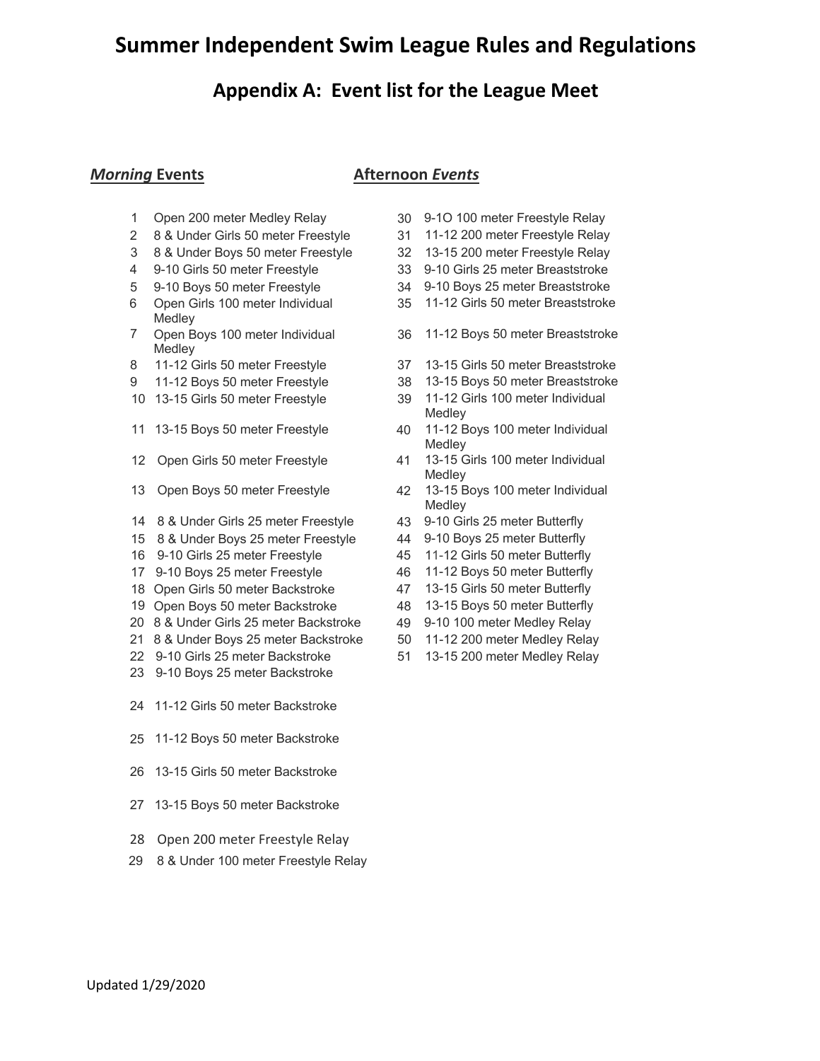# Summer Independent Swim League Rules and Regulations

## Appendix A: Event list for the League Meet

### ***Morning*** Events

1. Open 200 meter Medley Relay
2. 8 & Under Girls 50 meter Freestyle
3. 8 & Under Boys 50 meter Freestyle
4. 9-10 Girls 50 meter Freestyle
5. 9-10 Boys 50 meter Freestyle
6. Open Girls 100 meter Individual Medley
7. Open Boys 100 meter Individual Medley
8. 11-12 Girls 50 meter Freestyle
9. 11-12 Boys 50 meter Freestyle
10. 13-15 Girls 50 meter Freestyle
11. 13-15 Boys 50 meter Freestyle
12. Open Girls 50 meter Freestyle
13. Open Boys 50 meter Freestyle
14. 8 & Under Girls 25 meter Freestyle
15. 8 & Under Boys 25 meter Freestyle
16. 9-10 Girls 25 meter Freestyle
17. 9-10 Boys 25 meter Freestyle
18. Open Girls 50 meter Backstroke
19. Open Boys 50 meter Backstroke
20. 8 & Under Girls 25 meter Backstroke
21. 8 & Under Boys 25 meter Backstroke
22. 9-10 Girls 25 meter Backstroke
23. 9-10 Boys 25 meter Backstroke
24. 11-12 Girls 50 meter Backstroke
25. 11-12 Boys 50 meter Backstroke
26. 13-15 Girls 50 meter Backstroke
27. 13-15 Boys 50 meter Backstroke
28. Open 200 meter Freestyle Relay
29. 8 & Under 100 meter Freestyle Relay

### **Afternoon** ***Events***

30. 9-1O 100 meter Freestyle Relay
31. 11-12 200 meter Freestyle Relay
32. 13-15 200 meter Freestyle Relay
33. 9-10 Girls 25 meter Breaststroke
34. 9-10 Boys 25 meter Breaststroke
35. 11-12 Girls 50 meter Breaststroke
36. 11-12 Boys 50 meter Breaststroke
37. 13-15 Girls 50 meter Breaststroke
38. 13-15 Boys 50 meter Breaststroke
39. 11-12 Girls 100 meter Individual Medley
40. 11-12 Boys 100 meter Individual Medley
41. 13-15 Girls 100 meter Individual Medley
42. 13-15 Boys 100 meter Individual Medley
43. 9-10 Girls 25 meter Butterfly
44. 9-10 Boys 25 meter Butterfly
45. 11-12 Girls 50 meter Butterfly
46. 11-12 Boys 50 meter Butterfly
47. 13-15 Girls 50 meter Butterfly
48. 13-15 Boys 50 meter Butterfly
49. 9-10 100 meter Medley Relay
50. 11-12 200 meter Medley Relay
51. 13-15 200 meter Medley Relay

Updated 1/29/2020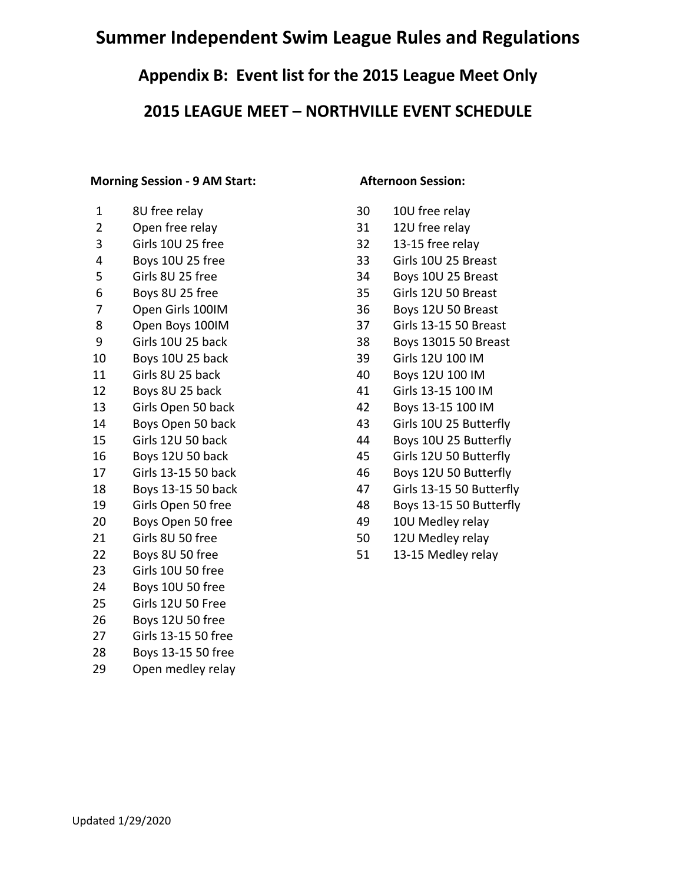# Summer Independent Swim League Rules and Regulations

## Appendix B: Event list for the 2015 League Meet Only

## 2015 LEAGUE MEET – NORTHVILLE EVENT SCHEDULE

**Morning Session - 9 AM Start:**

| | |
|---|---|
| 1 | 8U free relay |
| 2 | Open free relay |
| 3 | Girls 10U 25 free |
| 4 | Boys 10U 25 free |
| 5 | Girls 8U 25 free |
| 6 | Boys 8U 25 free |
| 7 | Open Girls 100IM |
| 8 | Open Boys 100IM |
| 9 | Girls 10U 25 back |
| 10 | Boys 10U 25 back |
| 11 | Girls 8U 25 back |
| 12 | Boys 8U 25 back |
| 13 | Girls Open 50 back |
| 14 | Boys Open 50 back |
| 15 | Girls 12U 50 back |
| 16 | Boys 12U 50 back |
| 17 | Girls 13-15 50 back |
| 18 | Boys 13-15 50 back |
| 19 | Girls Open 50 free |
| 20 | Boys Open 50 free |
| 21 | Girls 8U 50 free |
| 22 | Boys 8U 50 free |
| 23 | Girls 10U 50 free |
| 24 | Boys 10U 50 free |
| 25 | Girls 12U 50 Free |
| 26 | Boys 12U 50 free |
| 27 | Girls 13-15 50 free |
| 28 | Boys 13-15 50 free |
| 29 | Open medley relay |

**Afternoon Session:**

| | |
|---|---|
| 30 | 10U free relay |
| 31 | 12U free relay |
| 32 | 13-15 free relay |
| 33 | Girls 10U 25 Breast |
| 34 | Boys 10U 25 Breast |
| 35 | Girls 12U 50 Breast |
| 36 | Boys 12U 50 Breast |
| 37 | Girls 13-15 50 Breast |
| 38 | Boys 13015 50 Breast |
| 39 | Girls 12U 100 IM |
| 40 | Boys 12U 100 IM |
| 41 | Girls 13-15 100 IM |
| 42 | Boys 13-15 100 IM |
| 43 | Girls 10U 25 Butterfly |
| 44 | Boys 10U 25 Butterfly |
| 45 | Girls 12U 50 Butterfly |
| 46 | Boys 12U 50 Butterfly |
| 47 | Girls 13-15 50 Butterfly |
| 48 | Boys 13-15 50 Butterfly |
| 49 | 10U Medley relay |
| 50 | 12U Medley relay |
| 51 | 13-15 Medley relay |

Updated 1/29/2020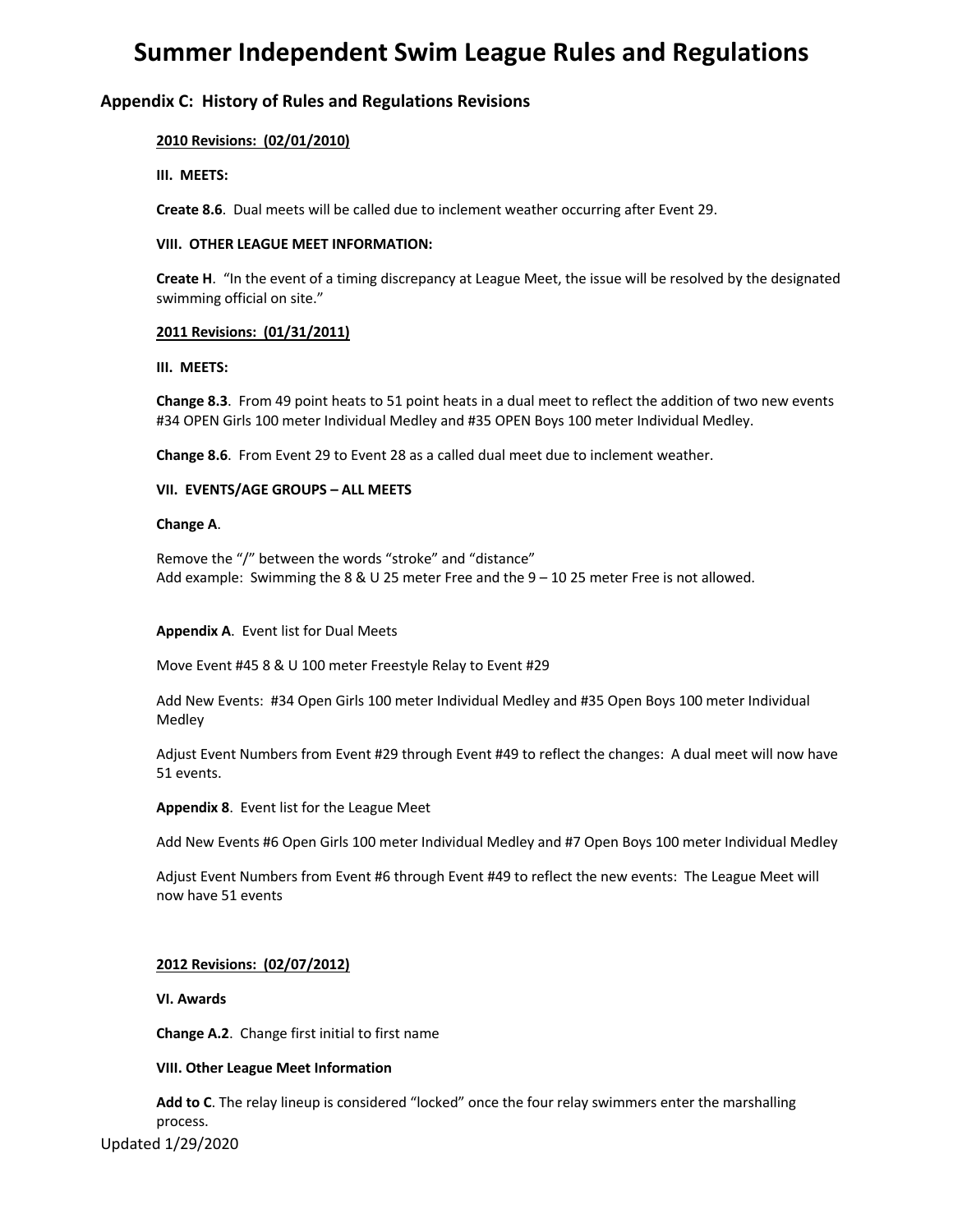# Summer Independent Swim League Rules and Regulations

## Appendix C: History of Rules and Regulations Revisions

**2010 Revisions: (02/01/2010)**

**III. MEETS:**

**Create 8.6**. Dual meets will be called due to inclement weather occurring after Event 29.

**VIII. OTHER LEAGUE MEET INFORMATION:**

**Create H**. "In the event of a timing discrepancy at League Meet, the issue will be resolved by the designated swimming official on site."

**2011 Revisions: (01/31/2011)**

**III. MEETS:**

**Change 8.3**. From 49 point heats to 51 point heats in a dual meet to reflect the addition of two new events #34 OPEN Girls 100 meter Individual Medley and #35 OPEN Boys 100 meter Individual Medley.

**Change 8.6**. From Event 29 to Event 28 as a called dual meet due to inclement weather.

**VII. EVENTS/AGE GROUPS – ALL MEETS**

**Change A**.

Remove the "/" between the words "stroke" and "distance"
Add example: Swimming the 8 & U 25 meter Free and the 9 – 10 25 meter Free is not allowed.

**Appendix A**. Event list for Dual Meets

Move Event #45 8 & U 100 meter Freestyle Relay to Event #29

Add New Events: #34 Open Girls 100 meter Individual Medley and #35 Open Boys 100 meter Individual Medley

Adjust Event Numbers from Event #29 through Event #49 to reflect the changes: A dual meet will now have 51 events.

**Appendix 8**. Event list for the League Meet

Add New Events #6 Open Girls 100 meter Individual Medley and #7 Open Boys 100 meter Individual Medley

Adjust Event Numbers from Event #6 through Event #49 to reflect the new events: The League Meet will now have 51 events

**2012 Revisions: (02/07/2012)**

**VI. Awards**

**Change A.2**. Change first initial to first name

**VIII. Other League Meet Information**

**Add to C**. The relay lineup is considered "locked" once the four relay swimmers enter the marshalling process.

Updated 1/29/2020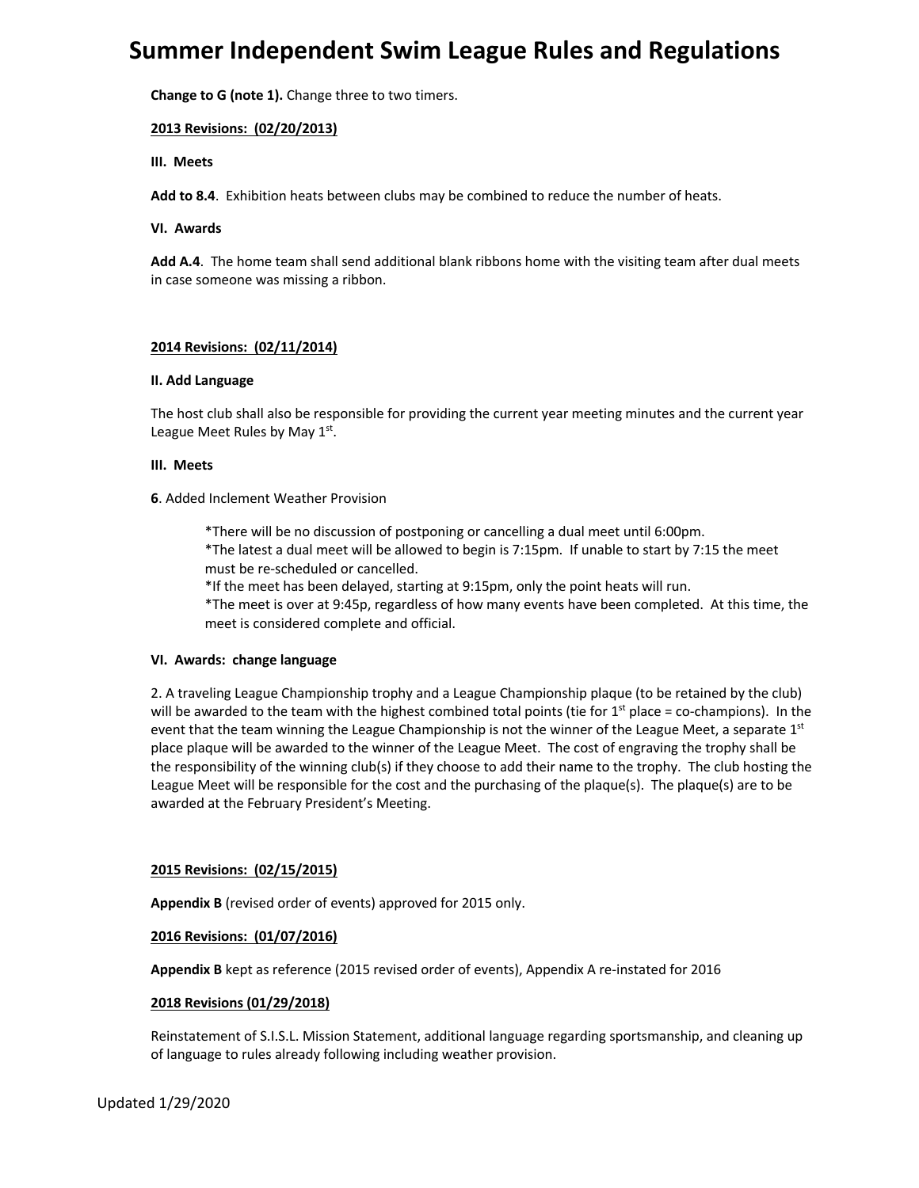**Change to G (note 1).** Change three to two timers.

**2013 Revisions: (02/20/2013)**

**III. Meets**

**Add to 8.4**. Exhibition heats between clubs may be combined to reduce the number of heats.

**VI. Awards**

**Add A.4**. The home team shall send additional blank ribbons home with the visiting team after dual meets in case someone was missing a ribbon.

**2014 Revisions: (02/11/2014)**

**II. Add Language**

The host club shall also be responsible for providing the current year meeting minutes and the current year League Meet Rules by May 1st.

**III. Meets**

**6**. Added Inclement Weather Provision

> *There will be no discussion of postponing or cancelling a dual meet until 6:00pm.
> *The latest a dual meet will be allowed to begin is 7:15pm. If unable to start by 7:15 the meet must be re-scheduled or cancelled.
> *If the meet has been delayed, starting at 9:15pm, only the point heats will run.
> *The meet is over at 9:45p, regardless of how many events have been completed. At this time, the meet is considered complete and official.

**VI. Awards: change language**

2. A traveling League Championship trophy and a League Championship plaque (to be retained by the club) will be awarded to the team with the highest combined total points (tie for 1st place = co-champions). In the event that the team winning the League Championship is not the winner of the League Meet, a separate 1st place plaque will be awarded to the winner of the League Meet. The cost of engraving the trophy shall be the responsibility of the winning club(s) if they choose to add their name to the trophy. The club hosting the League Meet will be responsible for the cost and the purchasing of the plaque(s). The plaque(s) are to be awarded at the February President's Meeting.

**2015 Revisions: (02/15/2015)**

**Appendix B** (revised order of events) approved for 2015 only.

**2016 Revisions: (01/07/2016)**

**Appendix B** kept as reference (2015 revised order of events), Appendix A re-instated for 2016

**2018 Revisions (01/29/2018)**

Reinstatement of S.I.S.L. Mission Statement, additional language regarding sportsmanship, and cleaning up of language to rules already following including weather provision.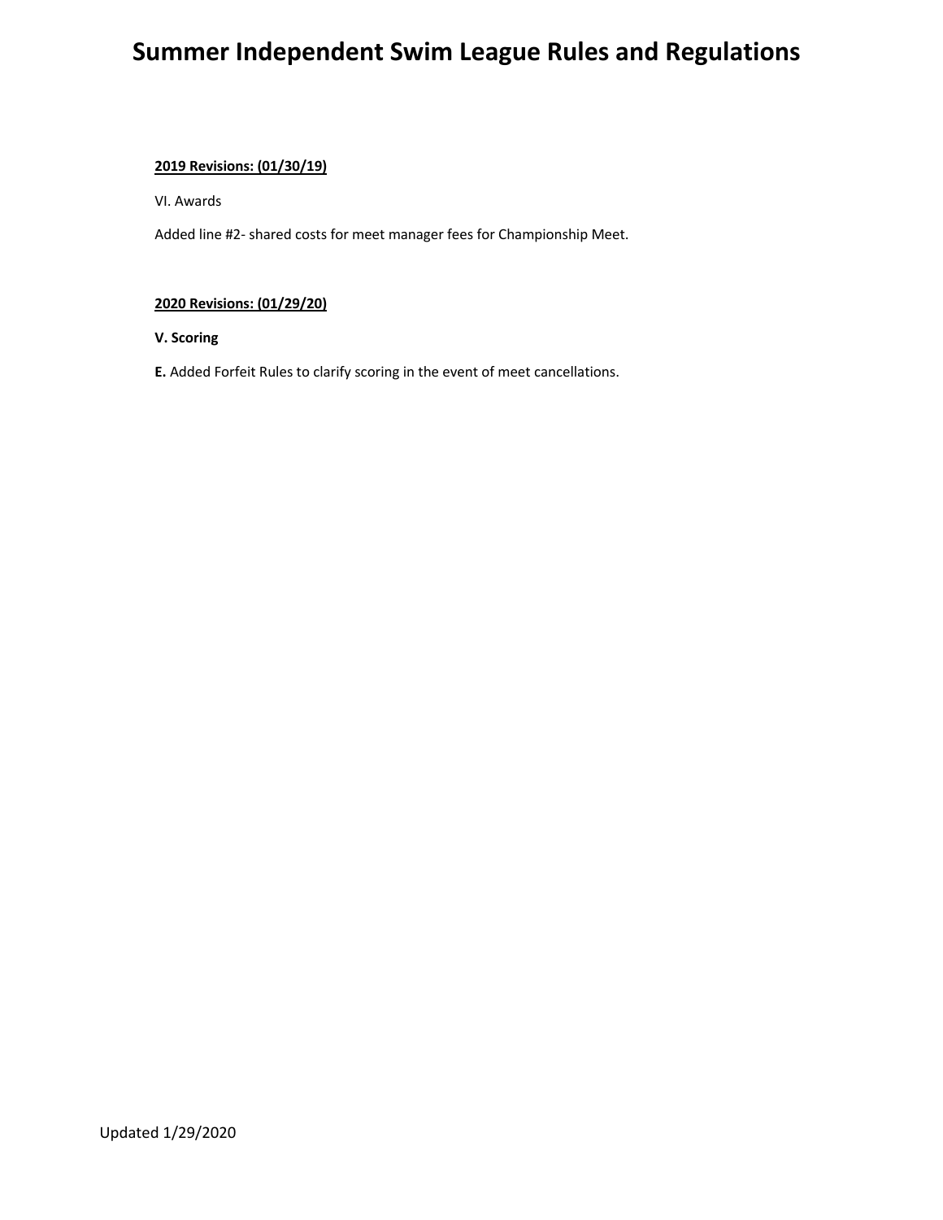# Summer Independent Swim League Rules and Regulations

**2019 Revisions: (01/30/19)**

VI. Awards

Added line #2- shared costs for meet manager fees for Championship Meet.

**2020 Revisions: (01/29/20)**

**V. Scoring**

**E.** Added Forfeit Rules to clarify scoring in the event of meet cancellations.